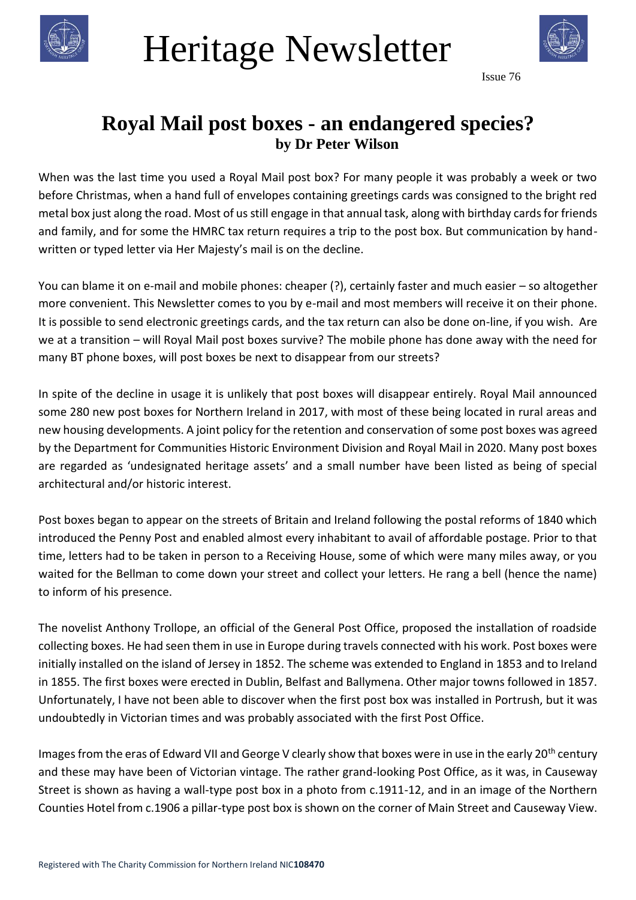# Heritage Newsletter

Issue 76

## Royal Mail post boxes - an endangered species?

**by Dr Peter Wilson**

When was the last time you used a Royal Mail post box? For many people it was probably a week or two before Christmas, when a hand full of envelopes containing greetings cards was consigned to the bright red metal box just along the road. Most of us still engage in that annual task, along with birthday cards for friends and family, and for some the HMRC tax return requires a trip to the post box. But communication by hand-written or typed letter via Her Majesty's mail is on the decline.

You can blame it on e-mail and mobile phones: cheaper (?), certainly faster and much easier – so altogether more convenient. This Newsletter comes to you by e-mail and most members will receive it on their phone. It is possible to send electronic greetings cards, and the tax return can also be done on-line, if you wish. Are we at a transition – will Royal Mail post boxes survive? The mobile phone has done away with the need for many BT phone boxes, will post boxes be next to disappear from our streets?

In spite of the decline in usage it is unlikely that post boxes will disappear entirely. Royal Mail announced some 280 new post boxes for Northern Ireland in 2017, with most of these being located in rural areas and new housing developments. A joint policy for the retention and conservation of some post boxes was agreed by the Department for Communities Historic Environment Division and Royal Mail in 2020. Many post boxes are regarded as 'undesignated heritage assets' and a small number have been listed as being of special architectural and/or historic interest.

Post boxes began to appear on the streets of Britain and Ireland following the postal reforms of 1840 which introduced the Penny Post and enabled almost every inhabitant to avail of affordable postage. Prior to that time, letters had to be taken in person to a Receiving House, some of which were many miles away, or you waited for the Bellman to come down your street and collect your letters. He rang a bell (hence the name) to inform of his presence.

The novelist Anthony Trollope, an official of the General Post Office, proposed the installation of roadside collecting boxes. He had seen them in use in Europe during travels connected with his work. Post boxes were initially installed on the island of Jersey in 1852. The scheme was extended to England in 1853 and to Ireland in 1855. The first boxes were erected in Dublin, Belfast and Ballymena. Other major towns followed in 1857. Unfortunately, I have not been able to discover when the first post box was installed in Portrush, but it was undoubtedly in Victorian times and was probably associated with the first Post Office.

Images from the eras of Edward VII and George V clearly show that boxes were in use in the early 20th century and these may have been of Victorian vintage. The rather grand-looking Post Office, as it was, in Causeway Street is shown as having a wall-type post box in a photo from c.1911-12, and in an image of the Northern Counties Hotel from c.1906 a pillar-type post box is shown on the corner of Main Street and Causeway View.

Registered with The Charity Commission for Northern Ireland NIC**108470**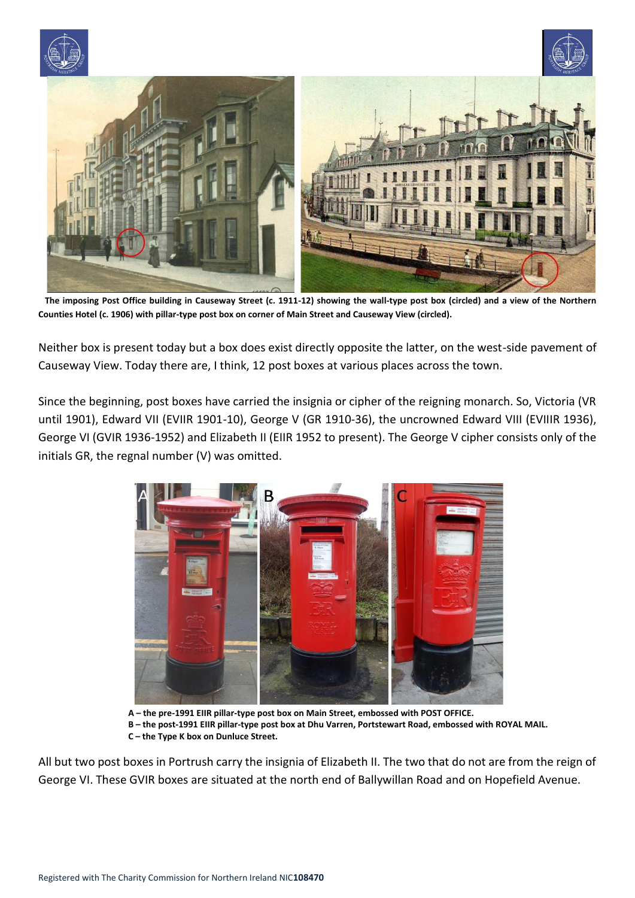**The imposing Post Office building in Causeway Street (c. 1911-12) showing the wall-type post box (circled) and a view of the Northern Counties Hotel (c. 1906) with pillar-type post box on corner of Main Street and Causeway View (circled).**

Neither box is present today but a box does exist directly opposite the latter, on the west-side pavement of Causeway View. Today there are, I think, 12 post boxes at various places across the town.

Since the beginning, post boxes have carried the insignia or cipher of the reigning monarch. So, Victoria (VR until 1901), Edward VII (EVIIR 1901-10), George V (GR 1910-36), the uncrowned Edward VIII (EVIIIR 1936), George VI (GVIR 1936-1952) and Elizabeth II (EIIR 1952 to present). The George V cipher consists only of the initials GR, the regnal number (V) was omitted.

**A – the pre-1991 EIIR pillar-type post box on Main Street, embossed with POST OFFICE.**
**B – the post-1991 EIIR pillar-type post box at Dhu Varren, Portstewart Road, embossed with ROYAL MAIL.**
**C – the Type K box on Dunluce Street.**

All but two post boxes in Portrush carry the insignia of Elizabeth II. The two that do not are from the reign of George VI. These GVIR boxes are situated at the north end of Ballywillan Road and on Hopefield Avenue.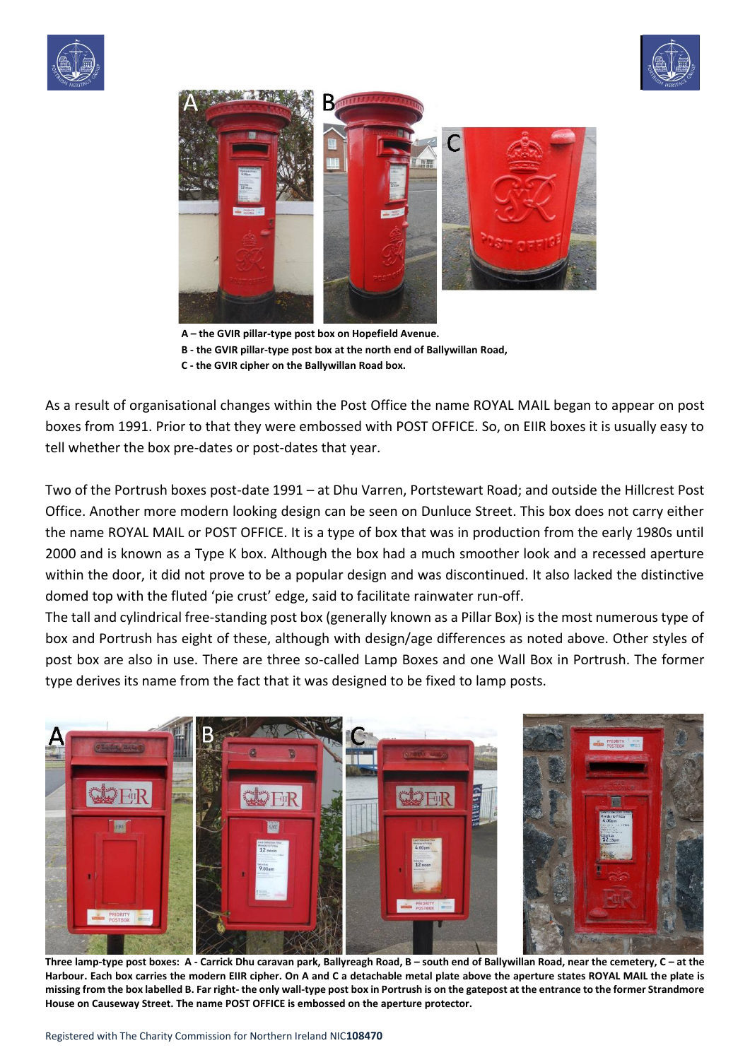**A – the GVIR pillar-type post box on Hopefield Avenue.**
**B - the GVIR pillar-type post box at the north end of Ballywillan Road,**
**C - the GVIR cipher on the Ballywillan Road box.**

As a result of organisational changes within the Post Office the name ROYAL MAIL began to appear on post boxes from 1991. Prior to that they were embossed with POST OFFICE. So, on EIIR boxes it is usually easy to tell whether the box pre-dates or post-dates that year.

Two of the Portrush boxes post-date 1991 – at Dhu Varren, Portstewart Road; and outside the Hillcrest Post Office. Another more modern looking design can be seen on Dunluce Street. This box does not carry either the name ROYAL MAIL or POST OFFICE. It is a type of box that was in production from the early 1980s until 2000 and is known as a Type K box. Although the box had a much smoother look and a recessed aperture within the door, it did not prove to be a popular design and was discontinued. It also lacked the distinctive domed top with the fluted 'pie crust' edge, said to facilitate rainwater run-off.

The tall and cylindrical free-standing post box (generally known as a Pillar Box) is the most numerous type of box and Portrush has eight of these, although with design/age differences as noted above. Other styles of post box are also in use. There are three so-called Lamp Boxes and one Wall Box in Portrush. The former type derives its name from the fact that it was designed to be fixed to lamp posts.

**Three lamp-type post boxes: A - Carrick Dhu caravan park, Ballyreagh Road, B – south end of Ballywillan Road, near the cemetery, C – at the Harbour. Each box carries the modern EIIR cipher. On A and C a detachable metal plate above the aperture states ROYAL MAIL the plate is missing from the box labelled B. Far right- the only wall-type post box in Portrush is on the gatepost at the entrance to the former Strandmore House on Causeway Street. The name POST OFFICE is embossed on the aperture protector.**

Registered with The Charity Commission for Northern Ireland NIC**108470**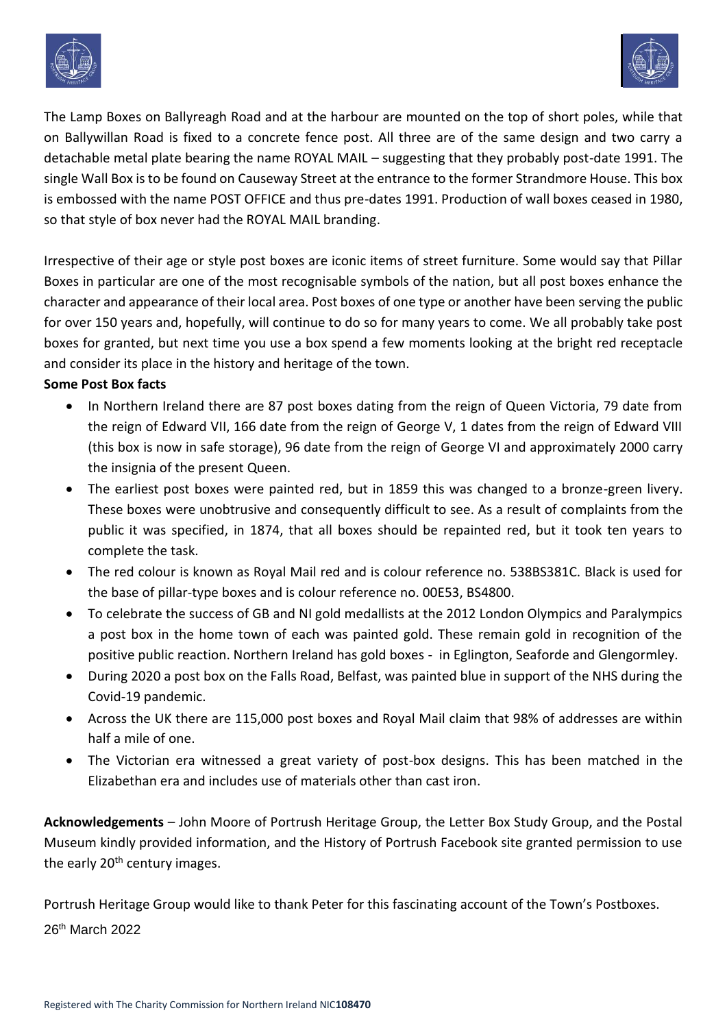The Lamp Boxes on Ballyreagh Road and at the harbour are mounted on the top of short poles, while that on Ballywillan Road is fixed to a concrete fence post. All three are of the same design and two carry a detachable metal plate bearing the name ROYAL MAIL – suggesting that they probably post-date 1991. The single Wall Box is to be found on Causeway Street at the entrance to the former Strandmore House. This box is embossed with the name POST OFFICE and thus pre-dates 1991. Production of wall boxes ceased in 1980, so that style of box never had the ROYAL MAIL branding.

Irrespective of their age or style post boxes are iconic items of street furniture. Some would say that Pillar Boxes in particular are one of the most recognisable symbols of the nation, but all post boxes enhance the character and appearance of their local area. Post boxes of one type or another have been serving the public for over 150 years and, hopefully, will continue to do so for many years to come. We all probably take post boxes for granted, but next time you use a box spend a few moments looking at the bright red receptacle and consider its place in the history and heritage of the town.

**Some Post Box facts**

- In Northern Ireland there are 87 post boxes dating from the reign of Queen Victoria, 79 date from the reign of Edward VII, 166 date from the reign of George V, 1 dates from the reign of Edward VIII (this box is now in safe storage), 96 date from the reign of George VI and approximately 2000 carry the insignia of the present Queen.
- The earliest post boxes were painted red, but in 1859 this was changed to a bronze-green livery. These boxes were unobtrusive and consequently difficult to see. As a result of complaints from the public it was specified, in 1874, that all boxes should be repainted red, but it took ten years to complete the task.
- The red colour is known as Royal Mail red and is colour reference no. 538BS381C. Black is used for the base of pillar-type boxes and is colour reference no. 00E53, BS4800.
- To celebrate the success of GB and NI gold medallists at the 2012 London Olympics and Paralympics a post box in the home town of each was painted gold. These remain gold in recognition of the positive public reaction. Northern Ireland has gold boxes - in Eglington, Seaforde and Glengormley.
- During 2020 a post box on the Falls Road, Belfast, was painted blue in support of the NHS during the Covid-19 pandemic.
- Across the UK there are 115,000 post boxes and Royal Mail claim that 98% of addresses are within half a mile of one.
- The Victorian era witnessed a great variety of post-box designs. This has been matched in the Elizabethan era and includes use of materials other than cast iron.

**Acknowledgements** – John Moore of Portrush Heritage Group, the Letter Box Study Group, and the Postal Museum kindly provided information, and the History of Portrush Facebook site granted permission to use the early 20th century images.

Portrush Heritage Group would like to thank Peter for this fascinating account of the Town's Postboxes.

26th March 2022